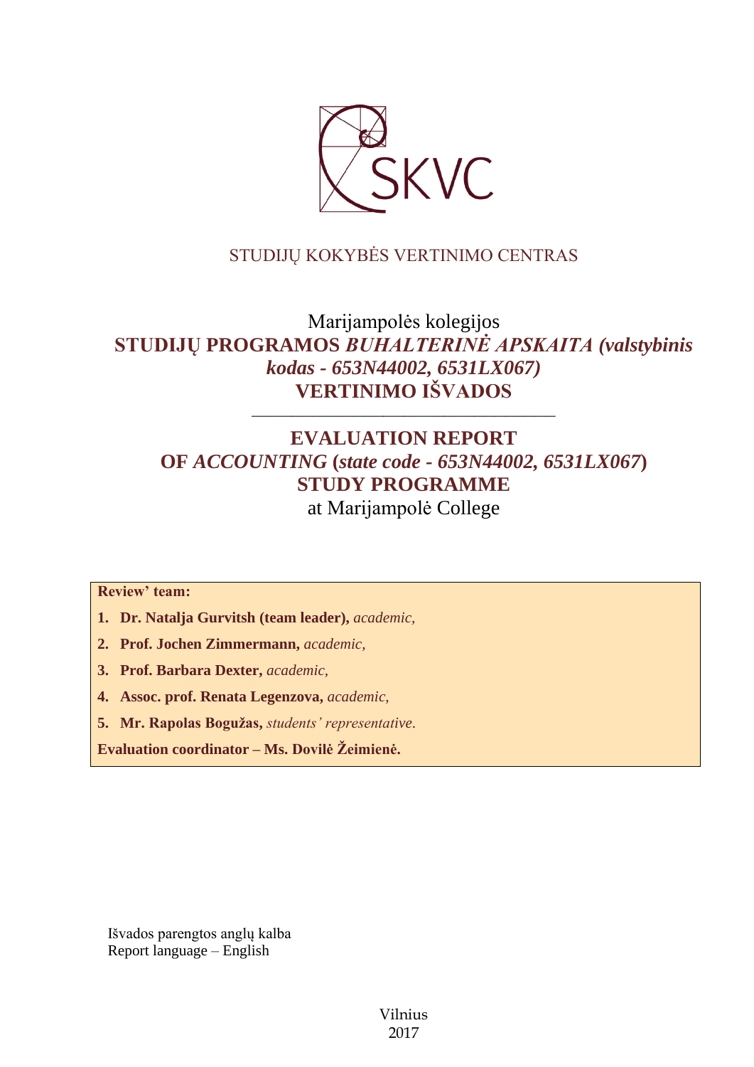SKVC

STUDIJŲ KOKYBĖS VERTINIMO CENTRAS

# Marijampolės kolegijos **STUDIJŲ PROGRAMOS *BUHALTERINĖ APSKAITA (valstybinis kodas - 653N44002, 6531LX067)* VERTINIMO IŠVADOS**

---

# **EVALUATION REPORT OF *ACCOUNTING* (*state code - 653N44002, 6531LX067*) STUDY PROGRAMME**
at Marijampolė College

**Review' team:**

1. **Dr. Natalja Gurvitsh (team leader),** *academic,*
2. **Prof. Jochen Zimmermann,** *academic,*
3. **Prof. Barbara Dexter,** *academic,*
4. **Assoc. prof. Renata Legenzova,** *academic,*
5. **Mr. Rapolas Bogužas,** *students' representative.*

**Evaluation coordinator – Ms. Dovilė Žeimienė.**

Išvados parengtos anglų kalba
Report language – English

Vilnius
2017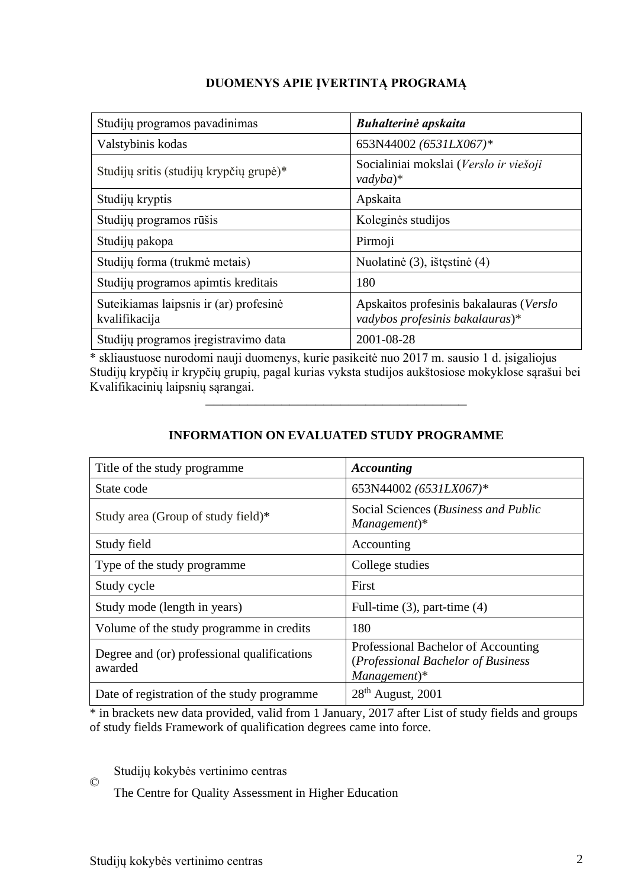## DUOMENYS APIE ĮVERTINTĄ PROGRAMĄ

| Studijų programos pavadinimas | ***Buhalterinė apskaita*** |
|---|---|
| Valstybinis kodas | 653N44002 *(6531LX067)** |
| Studijų sritis (studijų krypčių grupė)* | Socialiniai mokslai (*Verslo ir viešoji vadyba*)* |
| Studijų kryptis | Apskaita |
| Studijų programos rūšis | Koleginės studijos |
| Studijų pakopa | Pirmoji |
| Studijų forma (trukmė metais) | Nuolatinė (3), ištęstinė (4) |
| Studijų programos apimtis kreditais | 180 |
| Suteikiamas laipsnis ir (ar) profesinė kvalifikacija | Apskaitos profesinis bakalauras (*Verslo vadybos profesinis bakalauras*)* |
| Studijų programos įregistravimo data | 2001-08-28 |

* skliaustuose nurodomi nauji duomenys, kurie pasikeitė nuo 2017 m. sausio 1 d. įsigaliojus Studijų krypčių ir krypčių grupių, pagal kurias vyksta studijos aukštosiose mokyklose sąrašui bei Kvalifikacinių laipsnių sąrangai.

---

## INFORMATION ON EVALUATED STUDY PROGRAMME

| Title of the study programme | ***Accounting*** |
|---|---|
| State code | 653N44002 *(6531LX067)** |
| Study area (Group of study field)* | Social Sciences (*Business and Public Management*)* |
| Study field | Accounting |
| Type of the study programme | College studies |
| Study cycle | First |
| Study mode (length in years) | Full-time (3), part-time (4) |
| Volume of the study programme in credits | 180 |
| Degree and (or) professional qualifications awarded | Professional Bachelor of Accounting (*Professional Bachelor of Business Management*)* |
| Date of registration of the study programme | 28th August, 2001 |

* in brackets new data provided, valid from 1 January, 2017 after List of study fields and groups of study fields Framework of qualification degrees came into force.

© Studijų kokybės vertinimo centras
The Centre for Quality Assessment in Higher Education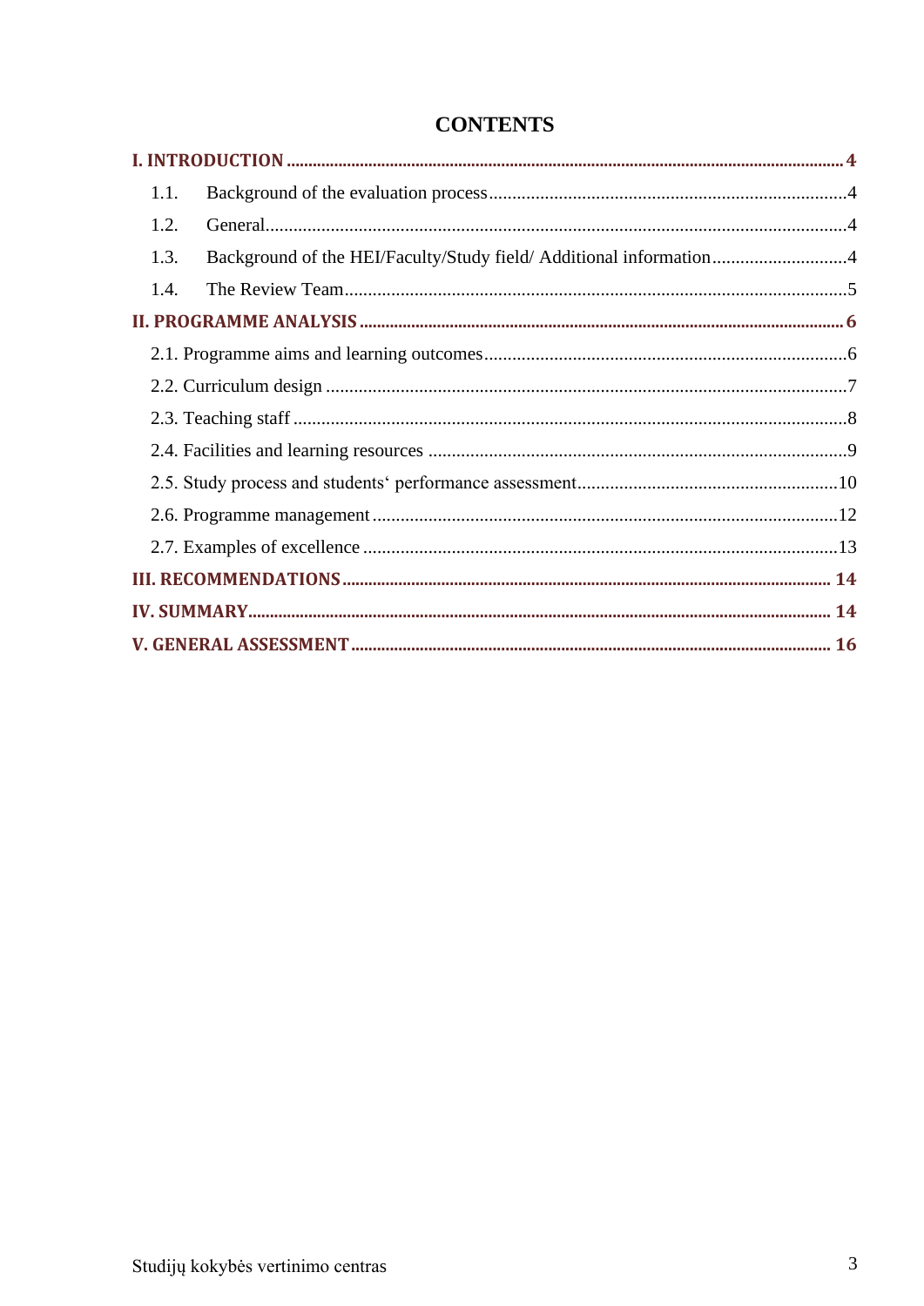# CONTENTS

**I. INTRODUCTION** ... **4**

1.1. Background of the evaluation process ... 4

1.2. General ... 4

1.3. Background of the HEI/Faculty/Study field/ Additional information ... 4

1.4. The Review Team ... 5

**II. PROGRAMME ANALYSIS** ... **6**

2.1. Programme aims and learning outcomes ... 6

2.2. Curriculum design ... 7

2.3. Teaching staff ... 8

2.4. Facilities and learning resources ... 9

2.5. Study process and students‘ performance assessment ... 10

2.6. Programme management ... 12

2.7. Examples of excellence ... 13

**III. RECOMMENDATIONS** ... **14**

**IV. SUMMARY** ... **14**

**V. GENERAL ASSESSMENT** ... **16**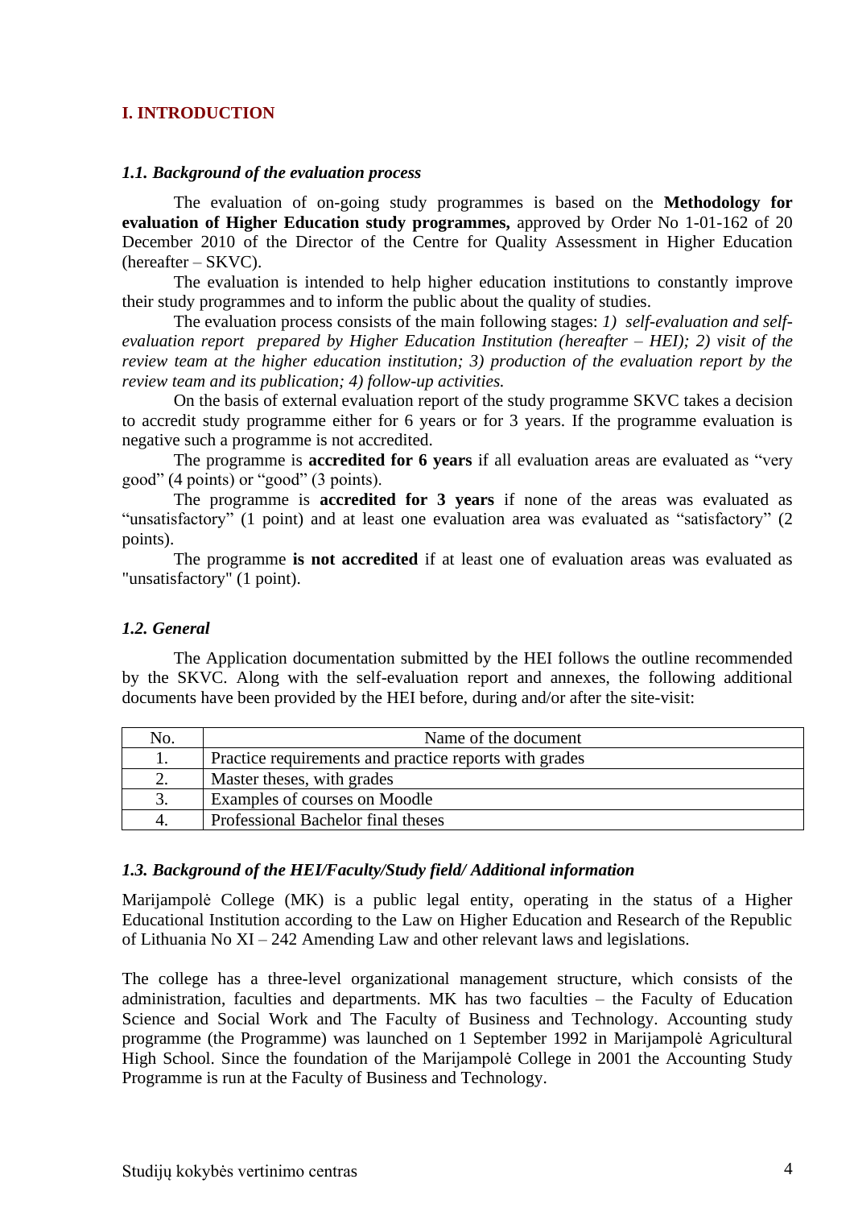## I. INTRODUCTION

### *1.1. Background of the evaluation process*

The evaluation of on-going study programmes is based on the **Methodology for evaluation of Higher Education study programmes,** approved by Order No 1-01-162 of 20 December 2010 of the Director of the Centre for Quality Assessment in Higher Education (hereafter – SKVC).

The evaluation is intended to help higher education institutions to constantly improve their study programmes and to inform the public about the quality of studies.

The evaluation process consists of the main following stages: *1) self-evaluation and self-evaluation report prepared by Higher Education Institution (hereafter – HEI); 2) visit of the review team at the higher education institution; 3) production of the evaluation report by the review team and its publication; 4) follow-up activities.*

On the basis of external evaluation report of the study programme SKVC takes a decision to accredit study programme either for 6 years or for 3 years. If the programme evaluation is negative such a programme is not accredited.

The programme is **accredited for 6 years** if all evaluation areas are evaluated as "very good" (4 points) or "good" (3 points).

The programme is **accredited for 3 years** if none of the areas was evaluated as "unsatisfactory" (1 point) and at least one evaluation area was evaluated as "satisfactory" (2 points).

The programme **is not accredited** if at least one of evaluation areas was evaluated as "unsatisfactory" (1 point).

### *1.2. General*

The Application documentation submitted by the HEI follows the outline recommended by the SKVC. Along with the self-evaluation report and annexes, the following additional documents have been provided by the HEI before, during and/or after the site-visit:

| No. | Name of the document |
|---|---|
| 1. | Practice requirements and practice reports with grades |
| 2. | Master theses, with grades |
| 3. | Examples of courses on Moodle |
| 4. | Professional Bachelor final theses |

### *1.3. Background of the HEI/Faculty/Study field/ Additional information*

Marijampolė College (MK) is a public legal entity, operating in the status of a Higher Educational Institution according to the Law on Higher Education and Research of the Republic of Lithuania No XI – 242 Amending Law and other relevant laws and legislations.

The college has a three-level organizational management structure, which consists of the administration, faculties and departments. MK has two faculties – the Faculty of Education Science and Social Work and The Faculty of Business and Technology. Accounting study programme (the Programme) was launched on 1 September 1992 in Marijampolė Agricultural High School. Since the foundation of the Marijampolė College in 2001 the Accounting Study Programme is run at the Faculty of Business and Technology.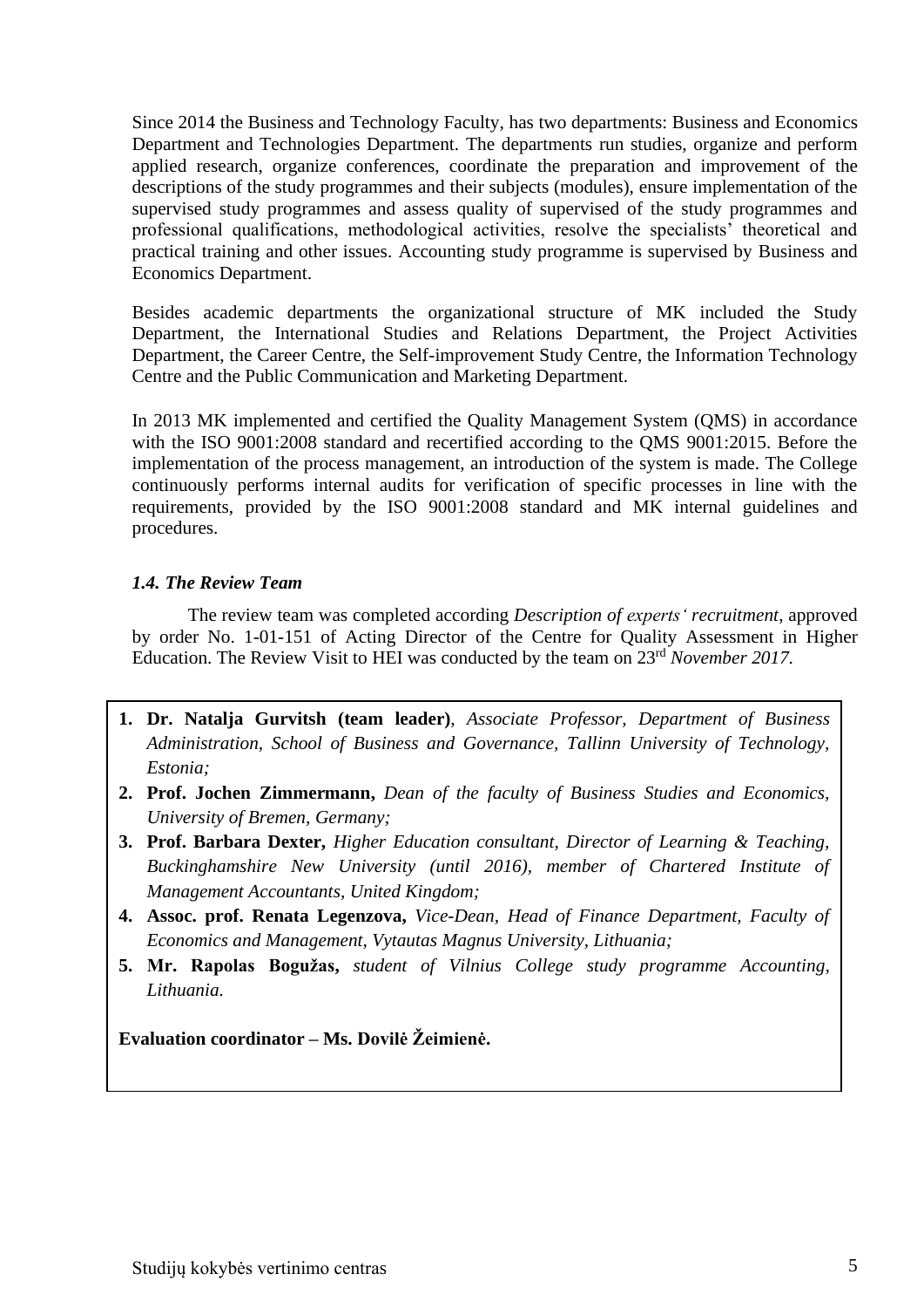Since 2014 the Business and Technology Faculty, has two departments: Business and Economics Department and Technologies Department. The departments run studies, organize and perform applied research, organize conferences, coordinate the preparation and improvement of the descriptions of the study programmes and their subjects (modules), ensure implementation of the supervised study programmes and assess quality of supervised of the study programmes and professional qualifications, methodological activities, resolve the specialists' theoretical and practical training and other issues. Accounting study programme is supervised by Business and Economics Department.

Besides academic departments the organizational structure of MK included the Study Department, the International Studies and Relations Department, the Project Activities Department, the Career Centre, the Self-improvement Study Centre, the Information Technology Centre and the Public Communication and Marketing Department.

In 2013 MK implemented and certified the Quality Management System (QMS) in accordance with the ISO 9001:2008 standard and recertified according to the QMS 9001:2015. Before the implementation of the process management, an introduction of the system is made. The College continuously performs internal audits for verification of specific processes in line with the requirements, provided by the ISO 9001:2008 standard and MK internal guidelines and procedures.

### *1.4. The Review Team*

The review team was completed according *Description of experts' recruitment*, approved by order No. 1-01-151 of Acting Director of the Centre for Quality Assessment in Higher Education. The Review Visit to HEI was conducted by the team on 23rd *November 2017.*

1. **Dr. Natalja Gurvitsh (team leader)**, *Associate Professor, Department of Business Administration, School of Business and Governance, Tallinn University of Technology, Estonia;*
2. **Prof. Jochen Zimmermann,** *Dean of the faculty of Business Studies and Economics, University of Bremen, Germany;*
3. **Prof. Barbara Dexter,** *Higher Education consultant, Director of Learning & Teaching, Buckinghamshire New University (until 2016), member of Chartered Institute of Management Accountants, United Kingdom;*
4. **Assoc. prof. Renata Legenzova,** *Vice-Dean, Head of Finance Department, Faculty of Economics and Management, Vytautas Magnus University, Lithuania;*
5. **Mr. Rapolas Bogužas,** *student of Vilnius College study programme Accounting, Lithuania.*

**Evaluation coordinator – Ms. Dovilė Žeimienė.**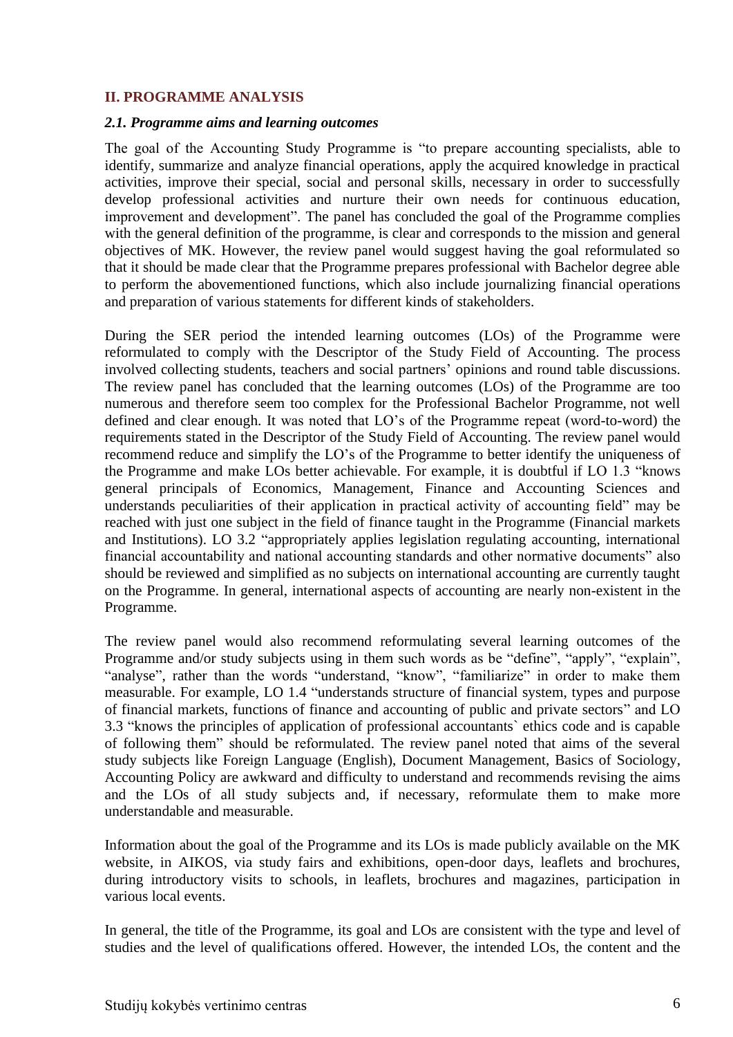## II. PROGRAMME ANALYSIS

### *2.1. Programme aims and learning outcomes*

The goal of the Accounting Study Programme is "to prepare accounting specialists, able to identify, summarize and analyze financial operations, apply the acquired knowledge in practical activities, improve their special, social and personal skills, necessary in order to successfully develop professional activities and nurture their own needs for continuous education, improvement and development". The panel has concluded the goal of the Programme complies with the general definition of the programme, is clear and corresponds to the mission and general objectives of MK. However, the review panel would suggest having the goal reformulated so that it should be made clear that the Programme prepares professional with Bachelor degree able to perform the abovementioned functions, which also include journalizing financial operations and preparation of various statements for different kinds of stakeholders.

During the SER period the intended learning outcomes (LOs) of the Programme were reformulated to comply with the Descriptor of the Study Field of Accounting. The process involved collecting students, teachers and social partners' opinions and round table discussions. The review panel has concluded that the learning outcomes (LOs) of the Programme are too numerous and therefore seem too complex for the Professional Bachelor Programme, not well defined and clear enough. It was noted that LO's of the Programme repeat (word-to-word) the requirements stated in the Descriptor of the Study Field of Accounting. The review panel would recommend reduce and simplify the LO's of the Programme to better identify the uniqueness of the Programme and make LOs better achievable. For example, it is doubtful if LO 1.3 "knows general principals of Economics, Management, Finance and Accounting Sciences and understands peculiarities of their application in practical activity of accounting field" may be reached with just one subject in the field of finance taught in the Programme (Financial markets and Institutions). LO 3.2 "appropriately applies legislation regulating accounting, international financial accountability and national accounting standards and other normative documents" also should be reviewed and simplified as no subjects on international accounting are currently taught on the Programme. In general, international aspects of accounting are nearly non-existent in the Programme.

The review panel would also recommend reformulating several learning outcomes of the Programme and/or study subjects using in them such words as be "define", "apply", "explain", "analyse", rather than the words "understand, "know", "familiarize" in order to make them measurable. For example, LO 1.4 "understands structure of financial system, types and purpose of financial markets, functions of finance and accounting of public and private sectors" and LO 3.3 "knows the principles of application of professional accountants` ethics code and is capable of following them" should be reformulated. The review panel noted that aims of the several study subjects like Foreign Language (English), Document Management, Basics of Sociology, Accounting Policy are awkward and difficulty to understand and recommends revising the aims and the LOs of all study subjects and, if necessary, reformulate them to make more understandable and measurable.

Information about the goal of the Programme and its LOs is made publicly available on the MK website, in AIKOS, via study fairs and exhibitions, open-door days, leaflets and brochures, during introductory visits to schools, in leaflets, brochures and magazines, participation in various local events.

In general, the title of the Programme, its goal and LOs are consistent with the type and level of studies and the level of qualifications offered. However, the intended LOs, the content and the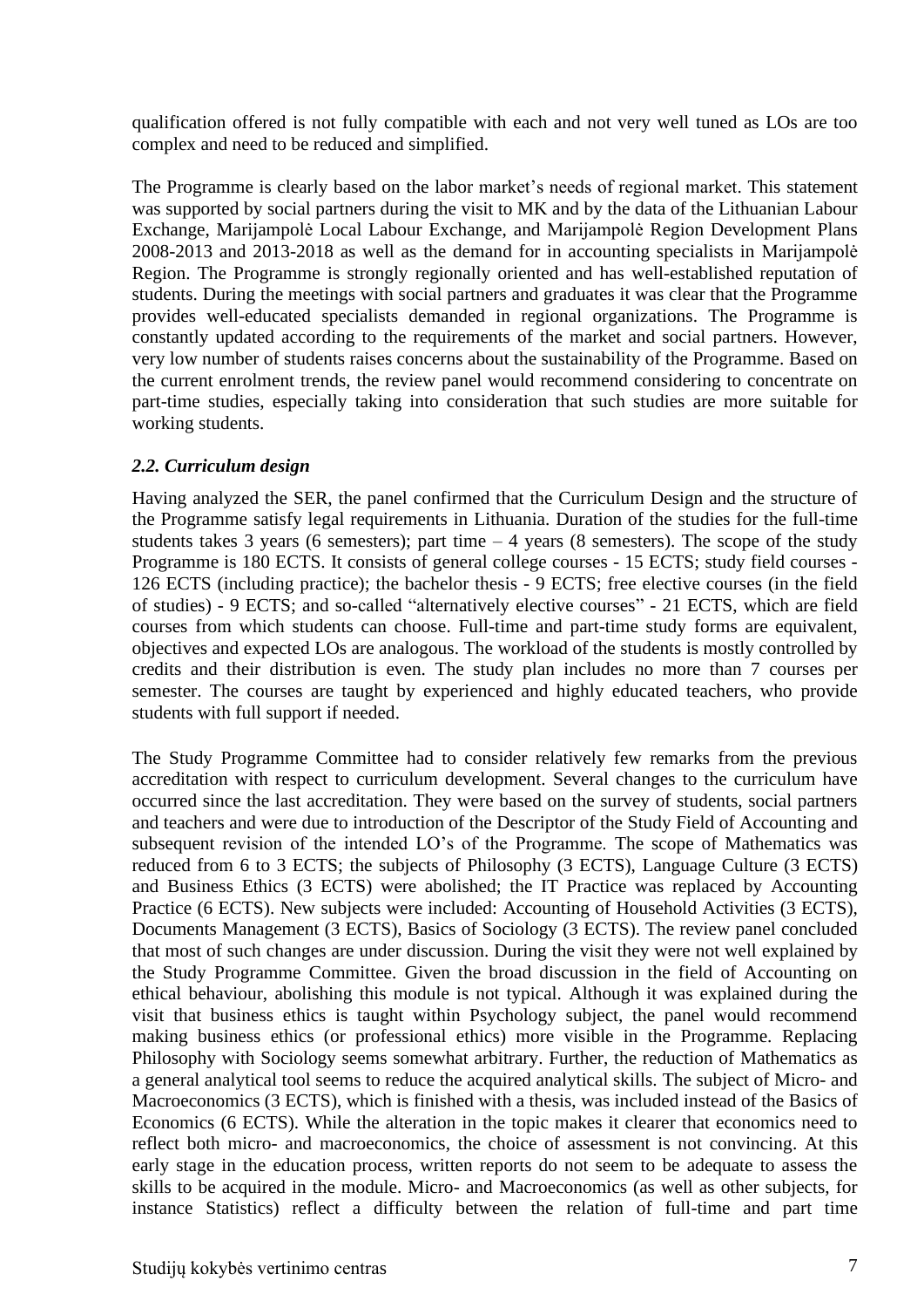qualification offered is not fully compatible with each and not very well tuned as LOs are too complex and need to be reduced and simplified.

The Programme is clearly based on the labor market's needs of regional market. This statement was supported by social partners during the visit to MK and by the data of the Lithuanian Labour Exchange, Marijampolė Local Labour Exchange, and Marijampolė Region Development Plans 2008-2013 and 2013-2018 as well as the demand for in accounting specialists in Marijampolė Region. The Programme is strongly regionally oriented and has well-established reputation of students. During the meetings with social partners and graduates it was clear that the Programme provides well-educated specialists demanded in regional organizations. The Programme is constantly updated according to the requirements of the market and social partners. However, very low number of students raises concerns about the sustainability of the Programme. Based on the current enrolment trends, the review panel would recommend considering to concentrate on part-time studies, especially taking into consideration that such studies are more suitable for working students.

### *2.2. Curriculum design*

Having analyzed the SER, the panel confirmed that the Curriculum Design and the structure of the Programme satisfy legal requirements in Lithuania. Duration of the studies for the full-time students takes 3 years (6 semesters); part time – 4 years (8 semesters). The scope of the study Programme is 180 ECTS. It consists of general college courses - 15 ECTS; study field courses - 126 ECTS (including practice); the bachelor thesis - 9 ECTS; free elective courses (in the field of studies) - 9 ECTS; and so-called "alternatively elective courses" - 21 ECTS, which are field courses from which students can choose. Full-time and part-time study forms are equivalent, objectives and expected LOs are analogous. The workload of the students is mostly controlled by credits and their distribution is even. The study plan includes no more than 7 courses per semester. The courses are taught by experienced and highly educated teachers, who provide students with full support if needed.

The Study Programme Committee had to consider relatively few remarks from the previous accreditation with respect to curriculum development. Several changes to the curriculum have occurred since the last accreditation. They were based on the survey of students, social partners and teachers and were due to introduction of the Descriptor of the Study Field of Accounting and subsequent revision of the intended LO's of the Programme. The scope of Mathematics was reduced from 6 to 3 ECTS; the subjects of Philosophy (3 ECTS), Language Culture (3 ECTS) and Business Ethics (3 ECTS) were abolished; the IT Practice was replaced by Accounting Practice (6 ECTS). New subjects were included: Accounting of Household Activities (3 ECTS), Documents Management (3 ECTS), Basics of Sociology (3 ECTS). The review panel concluded that most of such changes are under discussion. During the visit they were not well explained by the Study Programme Committee. Given the broad discussion in the field of Accounting on ethical behaviour, abolishing this module is not typical. Although it was explained during the visit that business ethics is taught within Psychology subject, the panel would recommend making business ethics (or professional ethics) more visible in the Programme. Replacing Philosophy with Sociology seems somewhat arbitrary. Further, the reduction of Mathematics as a general analytical tool seems to reduce the acquired analytical skills. The subject of Micro- and Macroeconomics (3 ECTS), which is finished with a thesis, was included instead of the Basics of Economics (6 ECTS). While the alteration in the topic makes it clearer that economics need to reflect both micro- and macroeconomics, the choice of assessment is not convincing. At this early stage in the education process, written reports do not seem to be adequate to assess the skills to be acquired in the module. Micro- and Macroeconomics (as well as other subjects, for instance Statistics) reflect a difficulty between the relation of full-time and part time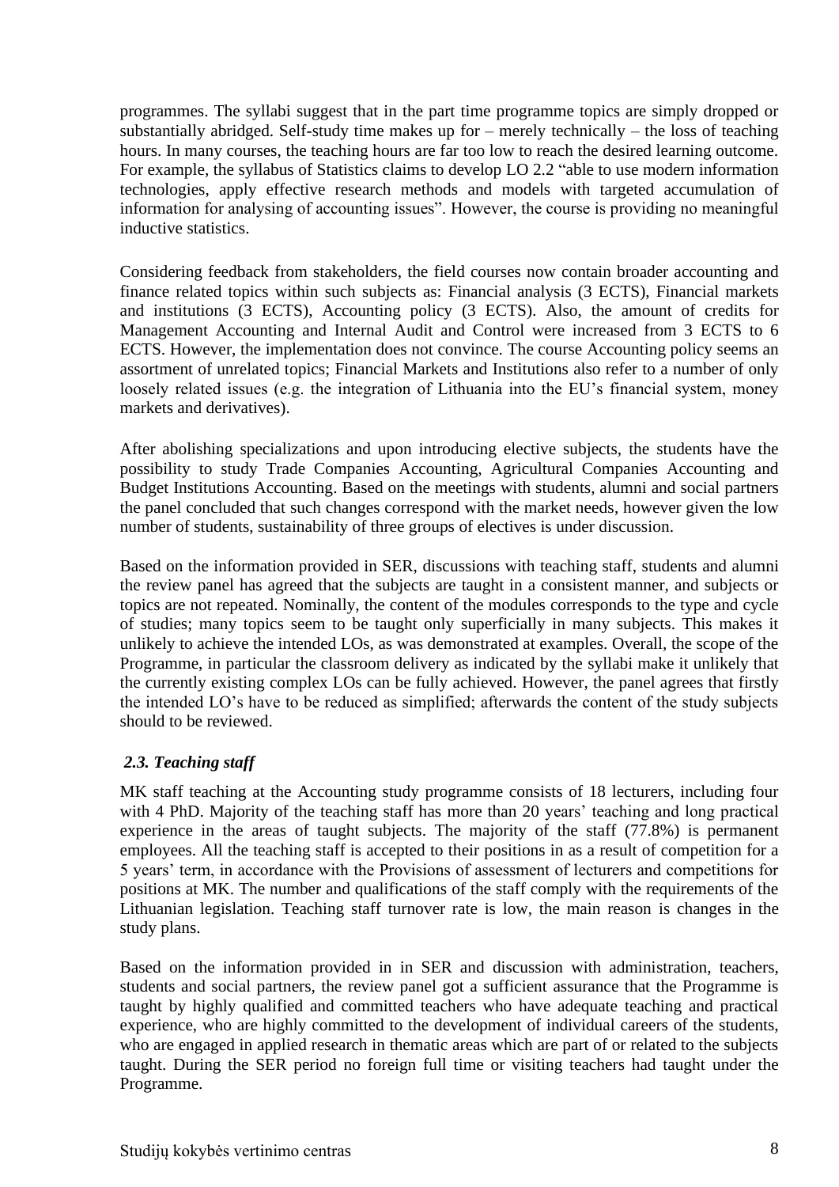programmes. The syllabi suggest that in the part time programme topics are simply dropped or substantially abridged. Self-study time makes up for – merely technically – the loss of teaching hours. In many courses, the teaching hours are far too low to reach the desired learning outcome. For example, the syllabus of Statistics claims to develop LO 2.2 "able to use modern information technologies, apply effective research methods and models with targeted accumulation of information for analysing of accounting issues". However, the course is providing no meaningful inductive statistics.

Considering feedback from stakeholders, the field courses now contain broader accounting and finance related topics within such subjects as: Financial analysis (3 ECTS), Financial markets and institutions (3 ECTS), Accounting policy (3 ECTS). Also, the amount of credits for Management Accounting and Internal Audit and Control were increased from 3 ECTS to 6 ECTS. However, the implementation does not convince. The course Accounting policy seems an assortment of unrelated topics; Financial Markets and Institutions also refer to a number of only loosely related issues (e.g. the integration of Lithuania into the EU's financial system, money markets and derivatives).

After abolishing specializations and upon introducing elective subjects, the students have the possibility to study Trade Companies Accounting, Agricultural Companies Accounting and Budget Institutions Accounting. Based on the meetings with students, alumni and social partners the panel concluded that such changes correspond with the market needs, however given the low number of students, sustainability of three groups of electives is under discussion.

Based on the information provided in SER, discussions with teaching staff, students and alumni the review panel has agreed that the subjects are taught in a consistent manner, and subjects or topics are not repeated. Nominally, the content of the modules corresponds to the type and cycle of studies; many topics seem to be taught only superficially in many subjects. This makes it unlikely to achieve the intended LOs, as was demonstrated at examples. Overall, the scope of the Programme, in particular the classroom delivery as indicated by the syllabi make it unlikely that the currently existing complex LOs can be fully achieved. However, the panel agrees that firstly the intended LO's have to be reduced as simplified; afterwards the content of the study subjects should to be reviewed.

### *2.3. Teaching staff*

MK staff teaching at the Accounting study programme consists of 18 lecturers, including four with 4 PhD. Majority of the teaching staff has more than 20 years' teaching and long practical experience in the areas of taught subjects. The majority of the staff (77.8%) is permanent employees. All the teaching staff is accepted to their positions in as a result of competition for a 5 years' term, in accordance with the Provisions of assessment of lecturers and competitions for positions at MK. The number and qualifications of the staff comply with the requirements of the Lithuanian legislation. Teaching staff turnover rate is low, the main reason is changes in the study plans.

Based on the information provided in in SER and discussion with administration, teachers, students and social partners, the review panel got a sufficient assurance that the Programme is taught by highly qualified and committed teachers who have adequate teaching and practical experience, who are highly committed to the development of individual careers of the students, who are engaged in applied research in thematic areas which are part of or related to the subjects taught. During the SER period no foreign full time or visiting teachers had taught under the Programme.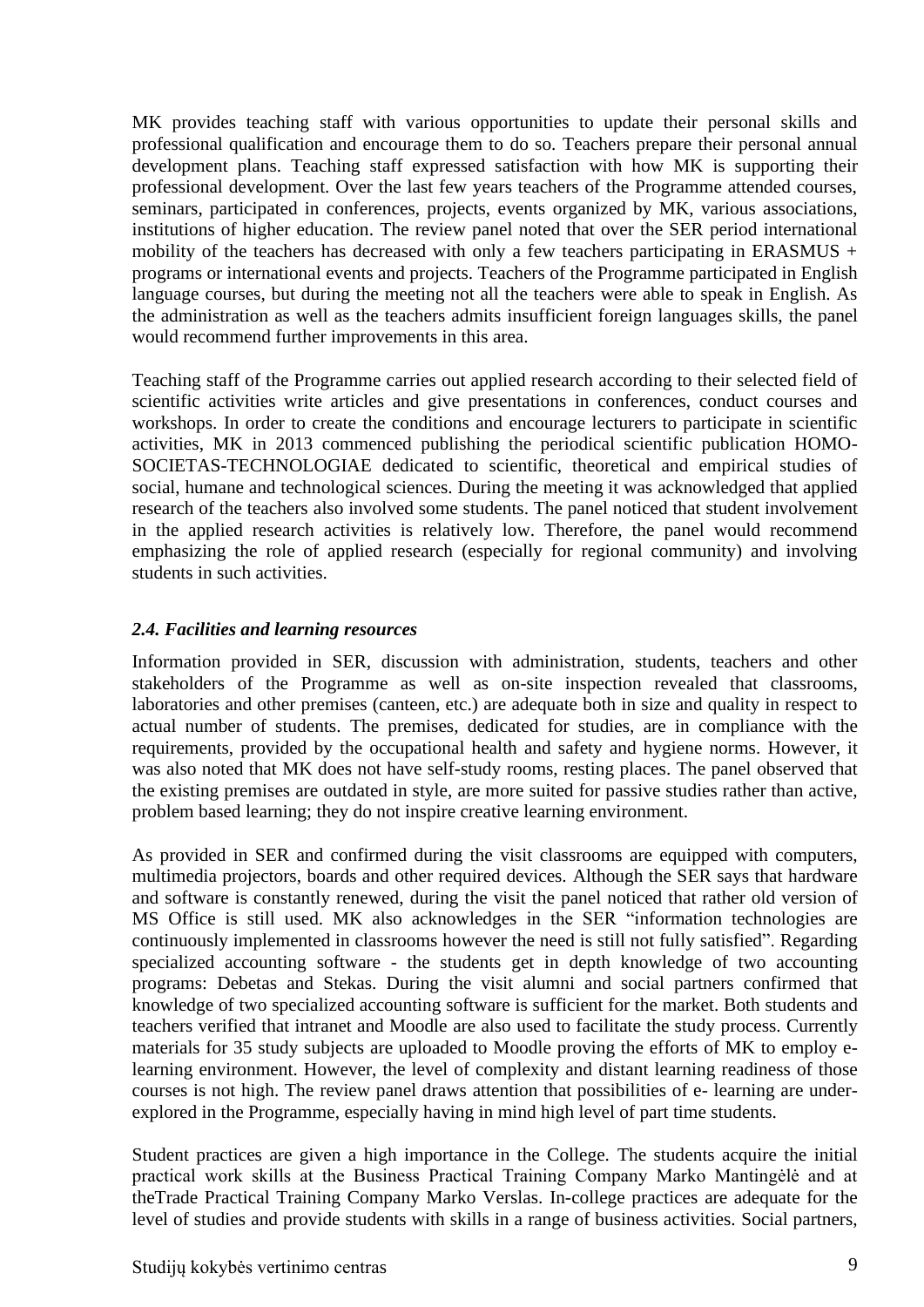MK provides teaching staff with various opportunities to update their personal skills and professional qualification and encourage them to do so. Teachers prepare their personal annual development plans. Teaching staff expressed satisfaction with how MK is supporting their professional development. Over the last few years teachers of the Programme attended courses, seminars, participated in conferences, projects, events organized by MK, various associations, institutions of higher education. The review panel noted that over the SER period international mobility of the teachers has decreased with only a few teachers participating in ERASMUS + programs or international events and projects. Teachers of the Programme participated in English language courses, but during the meeting not all the teachers were able to speak in English. As the administration as well as the teachers admits insufficient foreign languages skills, the panel would recommend further improvements in this area.

Teaching staff of the Programme carries out applied research according to their selected field of scientific activities write articles and give presentations in conferences, conduct courses and workshops. In order to create the conditions and encourage lecturers to participate in scientific activities, MK in 2013 commenced publishing the periodical scientific publication HOMO-SOCIETAS-TECHNOLOGIAE dedicated to scientific, theoretical and empirical studies of social, humane and technological sciences. During the meeting it was acknowledged that applied research of the teachers also involved some students. The panel noticed that student involvement in the applied research activities is relatively low. Therefore, the panel would recommend emphasizing the role of applied research (especially for regional community) and involving students in such activities.

### *2.4. Facilities and learning resources*

Information provided in SER, discussion with administration, students, teachers and other stakeholders of the Programme as well as on-site inspection revealed that classrooms, laboratories and other premises (canteen, etc.) are adequate both in size and quality in respect to actual number of students. The premises, dedicated for studies, are in compliance with the requirements, provided by the occupational health and safety and hygiene norms. However, it was also noted that MK does not have self-study rooms, resting places. The panel observed that the existing premises are outdated in style, are more suited for passive studies rather than active, problem based learning; they do not inspire creative learning environment.

As provided in SER and confirmed during the visit classrooms are equipped with computers, multimedia projectors, boards and other required devices. Although the SER says that hardware and software is constantly renewed, during the visit the panel noticed that rather old version of MS Office is still used. MK also acknowledges in the SER "information technologies are continuously implemented in classrooms however the need is still not fully satisfied". Regarding specialized accounting software - the students get in depth knowledge of two accounting programs: Debetas and Stekas. During the visit alumni and social partners confirmed that knowledge of two specialized accounting software is sufficient for the market. Both students and teachers verified that intranet and Moodle are also used to facilitate the study process. Currently materials for 35 study subjects are uploaded to Moodle proving the efforts of MK to employ e-learning environment. However, the level of complexity and distant learning readiness of those courses is not high. The review panel draws attention that possibilities of e- learning are under-explored in the Programme, especially having in mind high level of part time students.

Student practices are given a high importance in the College. The students acquire the initial practical work skills at the Business Practical Training Company Marko Mantingėlė and at theTrade Practical Training Company Marko Verslas. In-college practices are adequate for the level of studies and provide students with skills in a range of business activities. Social partners,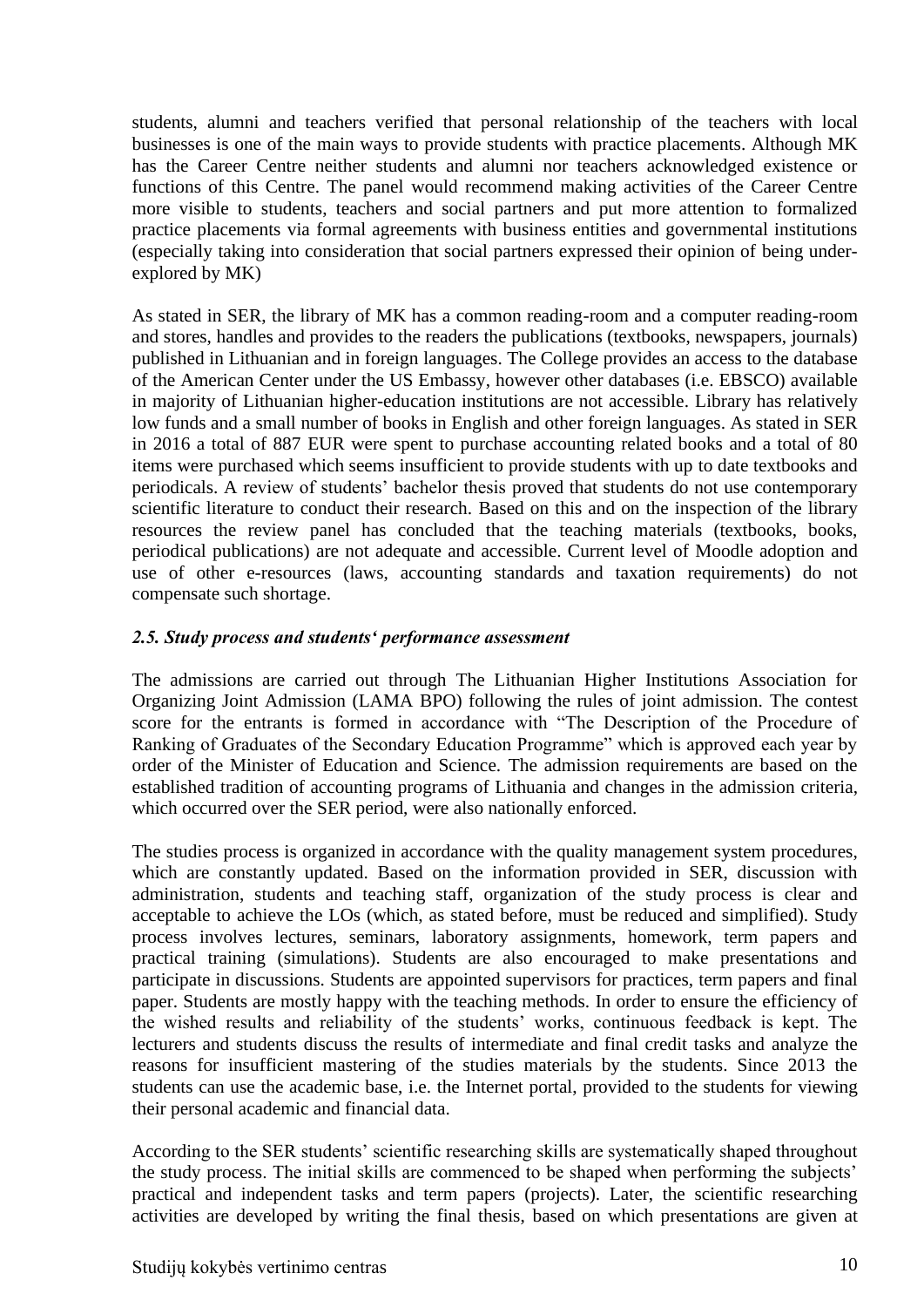students, alumni and teachers verified that personal relationship of the teachers with local businesses is one of the main ways to provide students with practice placements. Although MK has the Career Centre neither students and alumni nor teachers acknowledged existence or functions of this Centre. The panel would recommend making activities of the Career Centre more visible to students, teachers and social partners and put more attention to formalized practice placements via formal agreements with business entities and governmental institutions (especially taking into consideration that social partners expressed their opinion of being under-explored by MK)

As stated in SER, the library of MK has a common reading-room and a computer reading-room and stores, handles and provides to the readers the publications (textbooks, newspapers, journals) published in Lithuanian and in foreign languages. The College provides an access to the database of the American Center under the US Embassy, however other databases (i.e. EBSCO) available in majority of Lithuanian higher-education institutions are not accessible. Library has relatively low funds and a small number of books in English and other foreign languages. As stated in SER in 2016 a total of 887 EUR were spent to purchase accounting related books and a total of 80 items were purchased which seems insufficient to provide students with up to date textbooks and periodicals. A review of students' bachelor thesis proved that students do not use contemporary scientific literature to conduct their research. Based on this and on the inspection of the library resources the review panel has concluded that the teaching materials (textbooks, books, periodical publications) are not adequate and accessible. Current level of Moodle adoption and use of other e-resources (laws, accounting standards and taxation requirements) do not compensate such shortage.

### *2.5. Study process and students' performance assessment*

The admissions are carried out through The Lithuanian Higher Institutions Association for Organizing Joint Admission (LAMA BPO) following the rules of joint admission. The contest score for the entrants is formed in accordance with "The Description of the Procedure of Ranking of Graduates of the Secondary Education Programme" which is approved each year by order of the Minister of Education and Science. The admission requirements are based on the established tradition of accounting programs of Lithuania and changes in the admission criteria, which occurred over the SER period, were also nationally enforced.

The studies process is organized in accordance with the quality management system procedures, which are constantly updated. Based on the information provided in SER, discussion with administration, students and teaching staff, organization of the study process is clear and acceptable to achieve the LOs (which, as stated before, must be reduced and simplified). Study process involves lectures, seminars, laboratory assignments, homework, term papers and practical training (simulations). Students are also encouraged to make presentations and participate in discussions. Students are appointed supervisors for practices, term papers and final paper. Students are mostly happy with the teaching methods. In order to ensure the efficiency of the wished results and reliability of the students' works, continuous feedback is kept. The lecturers and students discuss the results of intermediate and final credit tasks and analyze the reasons for insufficient mastering of the studies materials by the students. Since 2013 the students can use the academic base, i.e. the Internet portal, provided to the students for viewing their personal academic and financial data.

According to the SER students' scientific researching skills are systematically shaped throughout the study process. The initial skills are commenced to be shaped when performing the subjects' practical and independent tasks and term papers (projects). Later, the scientific researching activities are developed by writing the final thesis, based on which presentations are given at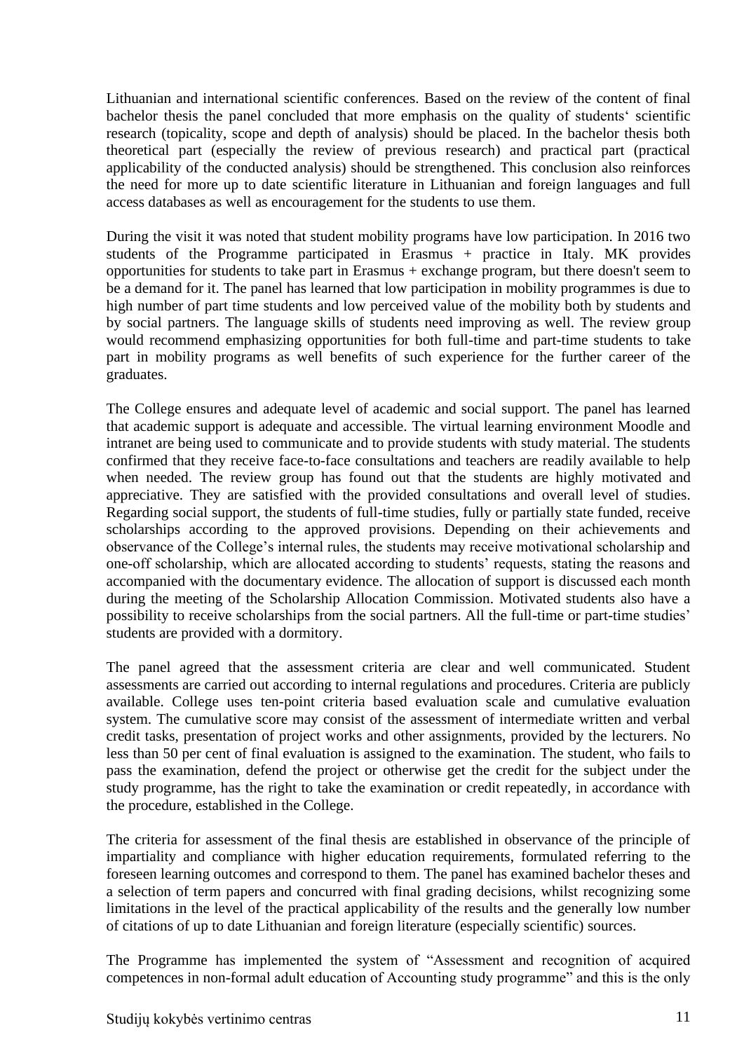Lithuanian and international scientific conferences. Based on the review of the content of final bachelor thesis the panel concluded that more emphasis on the quality of students‘ scientific research (topicality, scope and depth of analysis) should be placed. In the bachelor thesis both theoretical part (especially the review of previous research) and practical part (practical applicability of the conducted analysis) should be strengthened. This conclusion also reinforces the need for more up to date scientific literature in Lithuanian and foreign languages and full access databases as well as encouragement for the students to use them.

During the visit it was noted that student mobility programs have low participation. In 2016 two students of the Programme participated in Erasmus + practice in Italy. MK provides opportunities for students to take part in Erasmus + exchange program, but there doesn't seem to be a demand for it. The panel has learned that low participation in mobility programmes is due to high number of part time students and low perceived value of the mobility both by students and by social partners. The language skills of students need improving as well. The review group would recommend emphasizing opportunities for both full-time and part-time students to take part in mobility programs as well benefits of such experience for the further career of the graduates.

The College ensures and adequate level of academic and social support. The panel has learned that academic support is adequate and accessible. The virtual learning environment Moodle and intranet are being used to communicate and to provide students with study material. The students confirmed that they receive face-to-face consultations and teachers are readily available to help when needed. The review group has found out that the students are highly motivated and appreciative. They are satisfied with the provided consultations and overall level of studies. Regarding social support, the students of full-time studies, fully or partially state funded, receive scholarships according to the approved provisions. Depending on their achievements and observance of the College's internal rules, the students may receive motivational scholarship and one-off scholarship, which are allocated according to students' requests, stating the reasons and accompanied with the documentary evidence. The allocation of support is discussed each month during the meeting of the Scholarship Allocation Commission. Motivated students also have a possibility to receive scholarships from the social partners. All the full-time or part-time studies' students are provided with a dormitory.

The panel agreed that the assessment criteria are clear and well communicated. Student assessments are carried out according to internal regulations and procedures. Criteria are publicly available. College uses ten-point criteria based evaluation scale and cumulative evaluation system. The cumulative score may consist of the assessment of intermediate written and verbal credit tasks, presentation of project works and other assignments, provided by the lecturers. No less than 50 per cent of final evaluation is assigned to the examination. The student, who fails to pass the examination, defend the project or otherwise get the credit for the subject under the study programme, has the right to take the examination or credit repeatedly, in accordance with the procedure, established in the College.

The criteria for assessment of the final thesis are established in observance of the principle of impartiality and compliance with higher education requirements, formulated referring to the foreseen learning outcomes and correspond to them. The panel has examined bachelor theses and a selection of term papers and concurred with final grading decisions, whilst recognizing some limitations in the level of the practical applicability of the results and the generally low number of citations of up to date Lithuanian and foreign literature (especially scientific) sources.

The Programme has implemented the system of "Assessment and recognition of acquired competences in non-formal adult education of Accounting study programme" and this is the only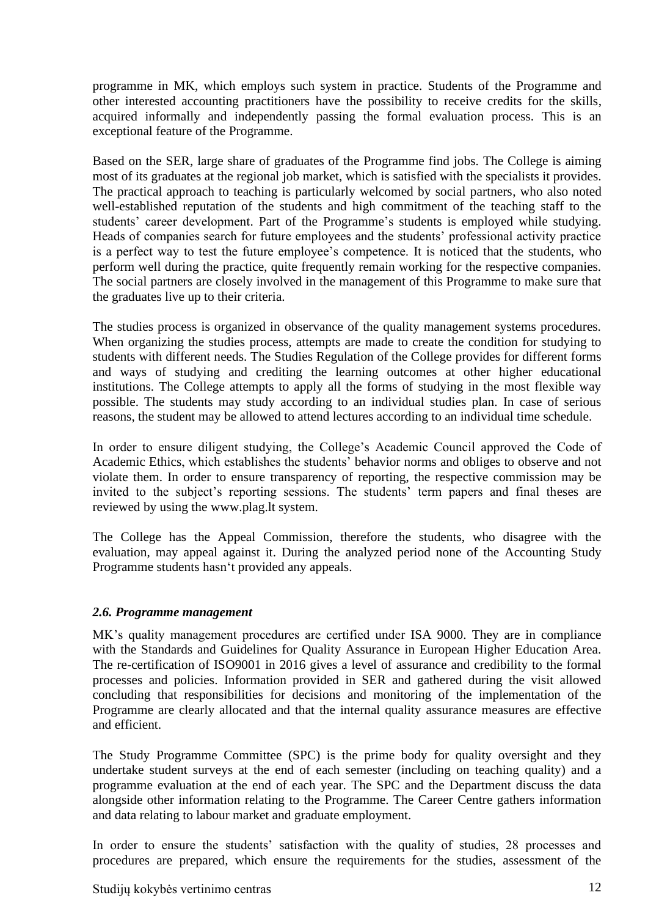programme in MK, which employs such system in practice. Students of the Programme and other interested accounting practitioners have the possibility to receive credits for the skills, acquired informally and independently passing the formal evaluation process. This is an exceptional feature of the Programme.

Based on the SER, large share of graduates of the Programme find jobs. The College is aiming most of its graduates at the regional job market, which is satisfied with the specialists it provides. The practical approach to teaching is particularly welcomed by social partners, who also noted well-established reputation of the students and high commitment of the teaching staff to the students' career development. Part of the Programme's students is employed while studying. Heads of companies search for future employees and the students' professional activity practice is a perfect way to test the future employee's competence. It is noticed that the students, who perform well during the practice, quite frequently remain working for the respective companies. The social partners are closely involved in the management of this Programme to make sure that the graduates live up to their criteria.

The studies process is organized in observance of the quality management systems procedures. When organizing the studies process, attempts are made to create the condition for studying to students with different needs. The Studies Regulation of the College provides for different forms and ways of studying and crediting the learning outcomes at other higher educational institutions. The College attempts to apply all the forms of studying in the most flexible way possible. The students may study according to an individual studies plan. In case of serious reasons, the student may be allowed to attend lectures according to an individual time schedule.

In order to ensure diligent studying, the College's Academic Council approved the Code of Academic Ethics, which establishes the students' behavior norms and obliges to observe and not violate them. In order to ensure transparency of reporting, the respective commission may be invited to the subject's reporting sessions. The students' term papers and final theses are reviewed by using the www.plag.lt system.

The College has the Appeal Commission, therefore the students, who disagree with the evaluation, may appeal against it. During the analyzed period none of the Accounting Study Programme students hasn't provided any appeals.

### *2.6. Programme management*

MK's quality management procedures are certified under ISA 9000. They are in compliance with the Standards and Guidelines for Quality Assurance in European Higher Education Area. The re-certification of ISO9001 in 2016 gives a level of assurance and credibility to the formal processes and policies. Information provided in SER and gathered during the visit allowed concluding that responsibilities for decisions and monitoring of the implementation of the Programme are clearly allocated and that the internal quality assurance measures are effective and efficient.

The Study Programme Committee (SPC) is the prime body for quality oversight and they undertake student surveys at the end of each semester (including on teaching quality) and a programme evaluation at the end of each year. The SPC and the Department discuss the data alongside other information relating to the Programme. The Career Centre gathers information and data relating to labour market and graduate employment.

In order to ensure the students' satisfaction with the quality of studies, 28 processes and procedures are prepared, which ensure the requirements for the studies, assessment of the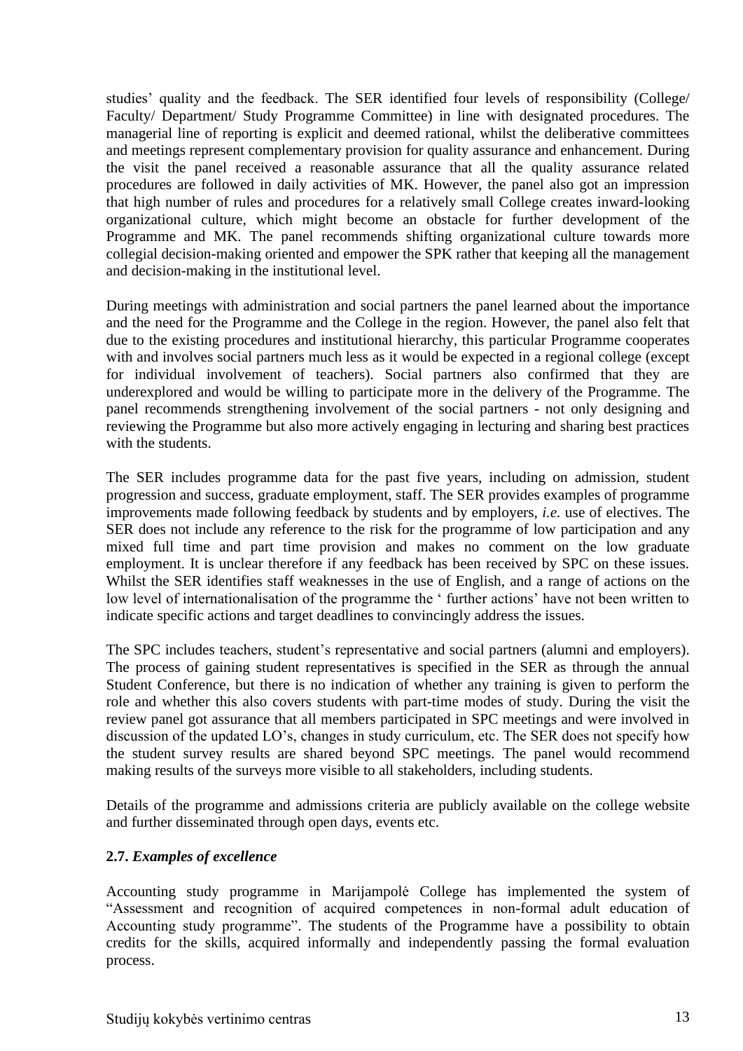studies' quality and the feedback. The SER identified four levels of responsibility (College/ Faculty/ Department/ Study Programme Committee) in line with designated procedures. The managerial line of reporting is explicit and deemed rational, whilst the deliberative committees and meetings represent complementary provision for quality assurance and enhancement. During the visit the panel received a reasonable assurance that all the quality assurance related procedures are followed in daily activities of MK. However, the panel also got an impression that high number of rules and procedures for a relatively small College creates inward-looking organizational culture, which might become an obstacle for further development of the Programme and MK. The panel recommends shifting organizational culture towards more collegial decision-making oriented and empower the SPK rather that keeping all the management and decision-making in the institutional level.

During meetings with administration and social partners the panel learned about the importance and the need for the Programme and the College in the region. However, the panel also felt that due to the existing procedures and institutional hierarchy, this particular Programme cooperates with and involves social partners much less as it would be expected in a regional college (except for individual involvement of teachers). Social partners also confirmed that they are underexplored and would be willing to participate more in the delivery of the Programme. The panel recommends strengthening involvement of the social partners - not only designing and reviewing the Programme but also more actively engaging in lecturing and sharing best practices with the students.

The SER includes programme data for the past five years, including on admission, student progression and success, graduate employment, staff. The SER provides examples of programme improvements made following feedback by students and by employers, *i.e.* use of electives. The SER does not include any reference to the risk for the programme of low participation and any mixed full time and part time provision and makes no comment on the low graduate employment. It is unclear therefore if any feedback has been received by SPC on these issues. Whilst the SER identifies staff weaknesses in the use of English, and a range of actions on the low level of internationalisation of the programme the ' further actions' have not been written to indicate specific actions and target deadlines to convincingly address the issues.

The SPC includes teachers, student's representative and social partners (alumni and employers). The process of gaining student representatives is specified in the SER as through the annual Student Conference, but there is no indication of whether any training is given to perform the role and whether this also covers students with part-time modes of study. During the visit the review panel got assurance that all members participated in SPC meetings and were involved in discussion of the updated LO's, changes in study curriculum, etc. The SER does not specify how the student survey results are shared beyond SPC meetings. The panel would recommend making results of the surveys more visible to all stakeholders, including students.

Details of the programme and admissions criteria are publicly available on the college website and further disseminated through open days, events etc.

### 2.7. *Examples of excellence*

Accounting study programme in Marijampolė College has implemented the system of "Assessment and recognition of acquired competences in non-formal adult education of Accounting study programme". The students of the Programme have a possibility to obtain credits for the skills, acquired informally and independently passing the formal evaluation process.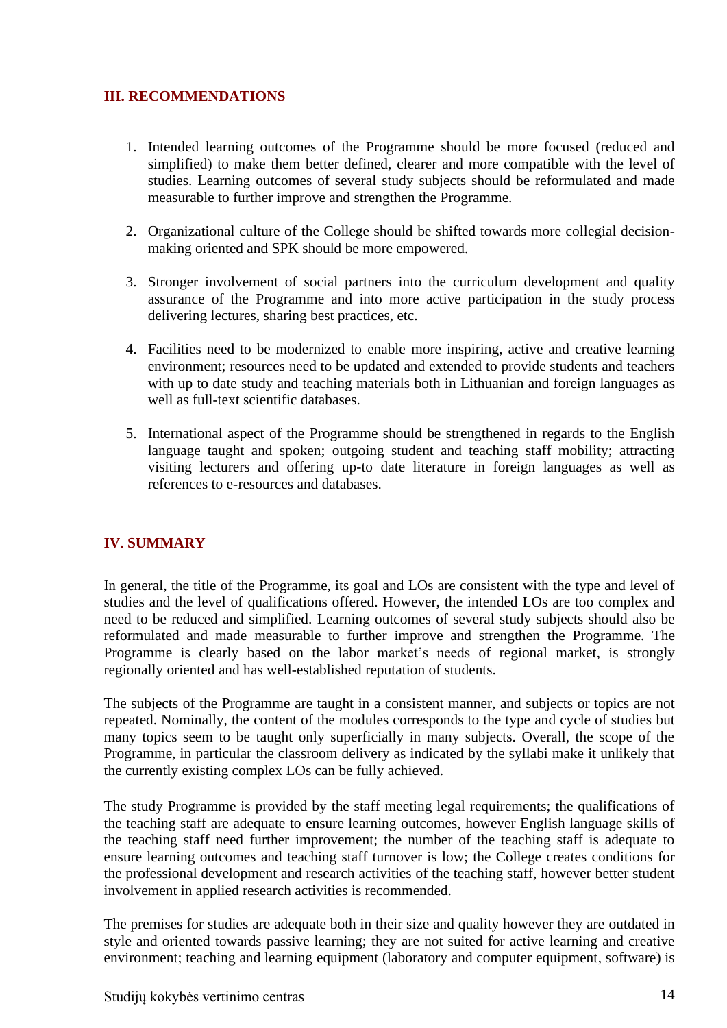## III. RECOMMENDATIONS

1. Intended learning outcomes of the Programme should be more focused (reduced and simplified) to make them better defined, clearer and more compatible with the level of studies. Learning outcomes of several study subjects should be reformulated and made measurable to further improve and strengthen the Programme.

2. Organizational culture of the College should be shifted towards more collegial decision-making oriented and SPK should be more empowered.

3. Stronger involvement of social partners into the curriculum development and quality assurance of the Programme and into more active participation in the study process delivering lectures, sharing best practices, etc.

4. Facilities need to be modernized to enable more inspiring, active and creative learning environment; resources need to be updated and extended to provide students and teachers with up to date study and teaching materials both in Lithuanian and foreign languages as well as full-text scientific databases.

5. International aspect of the Programme should be strengthened in regards to the English language taught and spoken; outgoing student and teaching staff mobility; attracting visiting lecturers and offering up-to date literature in foreign languages as well as references to e-resources and databases.

## IV. SUMMARY

In general, the title of the Programme, its goal and LOs are consistent with the type and level of studies and the level of qualifications offered. However, the intended LOs are too complex and need to be reduced and simplified. Learning outcomes of several study subjects should also be reformulated and made measurable to further improve and strengthen the Programme. The Programme is clearly based on the labor market's needs of regional market, is strongly regionally oriented and has well-established reputation of students.

The subjects of the Programme are taught in a consistent manner, and subjects or topics are not repeated. Nominally, the content of the modules corresponds to the type and cycle of studies but many topics seem to be taught only superficially in many subjects. Overall, the scope of the Programme, in particular the classroom delivery as indicated by the syllabi make it unlikely that the currently existing complex LOs can be fully achieved.

The study Programme is provided by the staff meeting legal requirements; the qualifications of the teaching staff are adequate to ensure learning outcomes, however English language skills of the teaching staff need further improvement; the number of the teaching staff is adequate to ensure learning outcomes and teaching staff turnover is low; the College creates conditions for the professional development and research activities of the teaching staff, however better student involvement in applied research activities is recommended.

The premises for studies are adequate both in their size and quality however they are outdated in style and oriented towards passive learning; they are not suited for active learning and creative environment; teaching and learning equipment (laboratory and computer equipment, software) is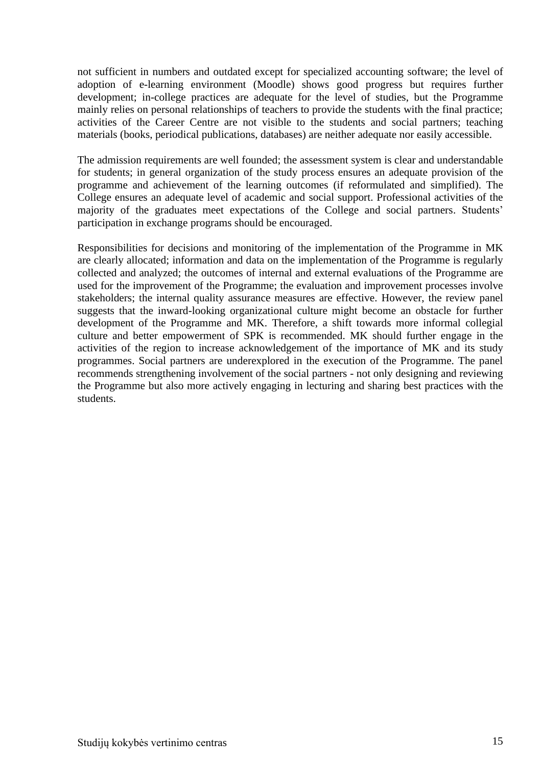not sufficient in numbers and outdated except for specialized accounting software; the level of adoption of e-learning environment (Moodle) shows good progress but requires further development; in-college practices are adequate for the level of studies, but the Programme mainly relies on personal relationships of teachers to provide the students with the final practice; activities of the Career Centre are not visible to the students and social partners; teaching materials (books, periodical publications, databases) are neither adequate nor easily accessible.

The admission requirements are well founded; the assessment system is clear and understandable for students; in general organization of the study process ensures an adequate provision of the programme and achievement of the learning outcomes (if reformulated and simplified). The College ensures an adequate level of academic and social support. Professional activities of the majority of the graduates meet expectations of the College and social partners. Students' participation in exchange programs should be encouraged.

Responsibilities for decisions and monitoring of the implementation of the Programme in MK are clearly allocated; information and data on the implementation of the Programme is regularly collected and analyzed; the outcomes of internal and external evaluations of the Programme are used for the improvement of the Programme; the evaluation and improvement processes involve stakeholders; the internal quality assurance measures are effective. However, the review panel suggests that the inward-looking organizational culture might become an obstacle for further development of the Programme and MK. Therefore, a shift towards more informal collegial culture and better empowerment of SPK is recommended. MK should further engage in the activities of the region to increase acknowledgement of the importance of MK and its study programmes. Social partners are underexplored in the execution of the Programme. The panel recommends strengthening involvement of the social partners - not only designing and reviewing the Programme but also more actively engaging in lecturing and sharing best practices with the students.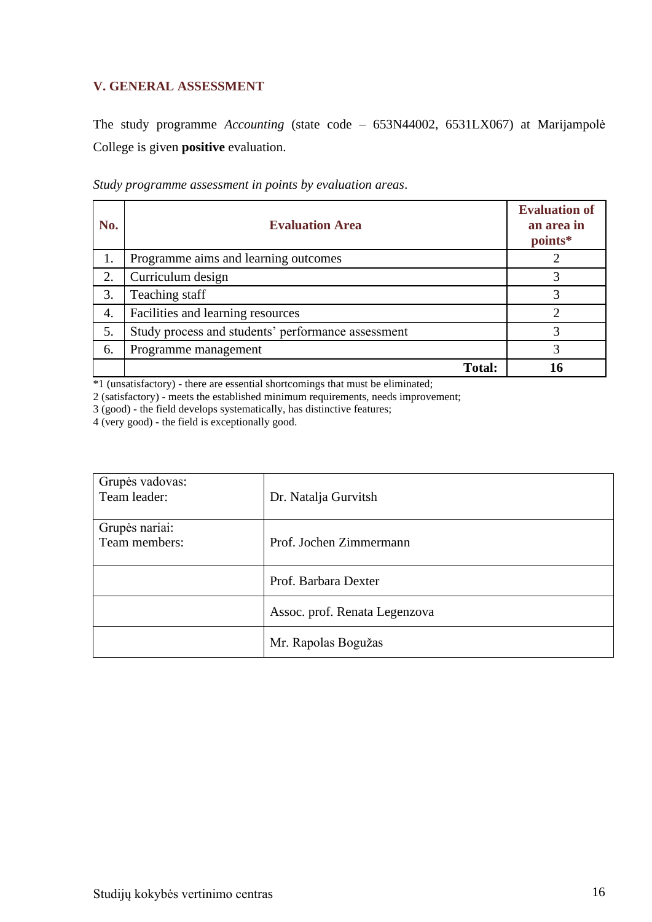## V. GENERAL ASSESSMENT

The study programme *Accounting* (state code – 653N44002, 6531LX067) at Marijampolė College is given **positive** evaluation.

*Study programme assessment in points by evaluation areas*.

| No. | Evaluation Area | Evaluation of an area in points* |
|---|---|---|
| 1. | Programme aims and learning outcomes | 2 |
| 2. | Curriculum design | 3 |
| 3. | Teaching staff | 3 |
| 4. | Facilities and learning resources | 2 |
| 5. | Study process and students' performance assessment | 3 |
| 6. | Programme management | 3 |
| | **Total:** | **16** |

*1 (unsatisfactory) - there are essential shortcomings that must be eliminated;
2 (satisfactory) - meets the established minimum requirements, needs improvement;
3 (good) - the field develops systematically, has distinctive features;
4 (very good) - the field is exceptionally good.

| | |
|---|---|
| Grupės vadovas:<br>Team leader: | Dr. Natalja Gurvitsh |
| Grupės nariai:<br>Team members: | Prof. Jochen Zimmermann |
| | Prof. Barbara Dexter |
| | Assoc. prof. Renata Legenzova |
| | Mr. Rapolas Bogužas |

Studijų kokybės vertinimo centras